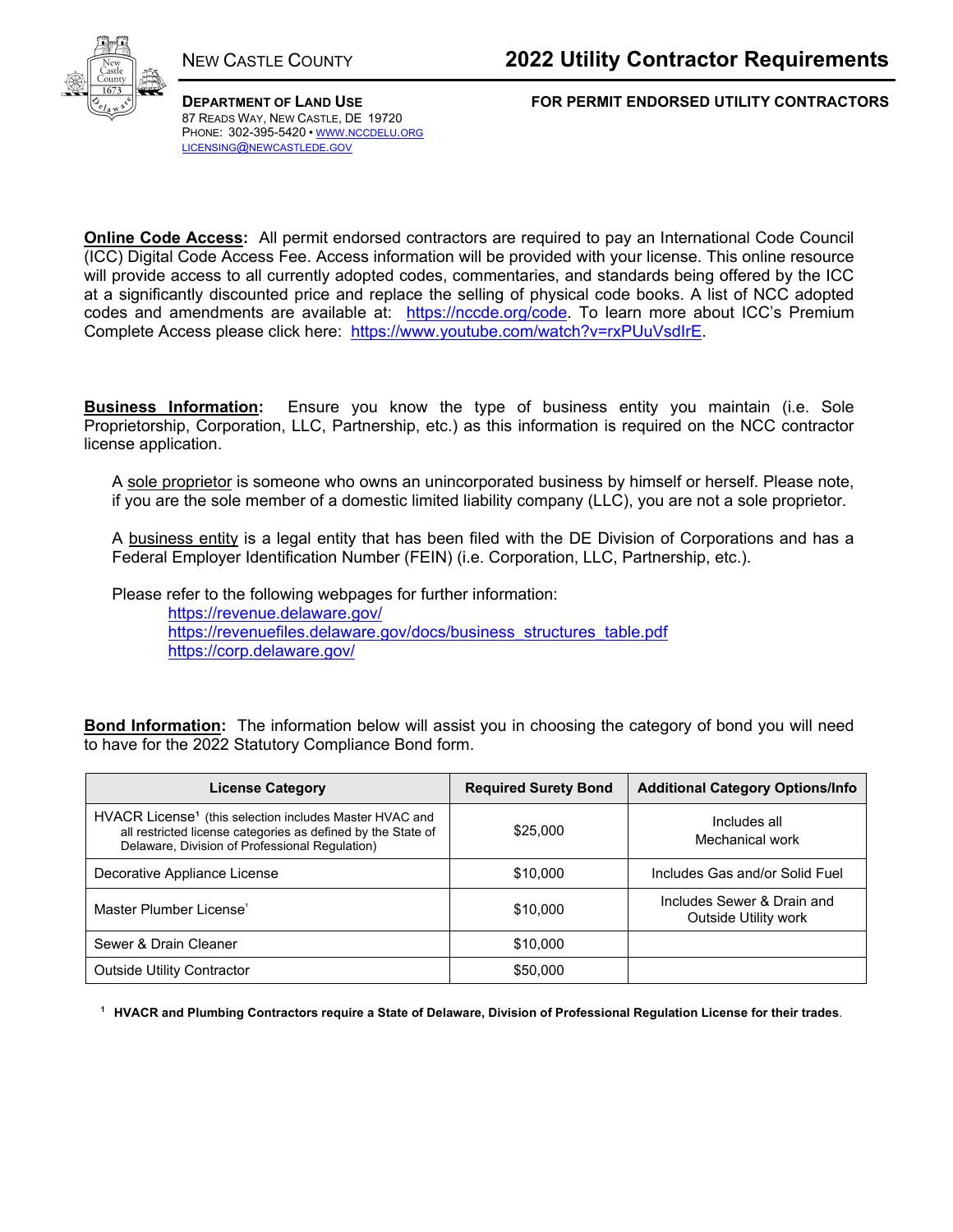NEW CASTLE COUNTY

# 2022 Utility Contractor Requirements

**DEPARTMENT OF LAND USE**
87 READS WAY, NEW CASTLE, DE 19720
PHONE: 302-395-5420 • WWW.NCCDELU.ORG
LICENSING@NEWCASTLEDE.GOV

**FOR PERMIT ENDORSED UTILITY CONTRACTORS**

**Online Code Access:** All permit endorsed contractors are required to pay an International Code Council (ICC) Digital Code Access Fee. Access information will be provided with your license. This online resource will provide access to all currently adopted codes, commentaries, and standards being offered by the ICC at a significantly discounted price and replace the selling of physical code books. A list of NCC adopted codes and amendments are available at: https://nccde.org/code. To learn more about ICC's Premium Complete Access please click here: https://www.youtube.com/watch?v=rxPUuVsdIrE.

**Business Information:** Ensure you know the type of business entity you maintain (i.e. Sole Proprietorship, Corporation, LLC, Partnership, etc.) as this information is required on the NCC contractor license application.

A sole proprietor is someone who owns an unincorporated business by himself or herself. Please note, if you are the sole member of a domestic limited liability company (LLC), you are not a sole proprietor.

A business entity is a legal entity that has been filed with the DE Division of Corporations and has a Federal Employer Identification Number (FEIN) (i.e. Corporation, LLC, Partnership, etc.).

Please refer to the following webpages for further information:

https://revenue.delaware.gov/
https://revenuefiles.delaware.gov/docs/business_structures_table.pdf
https://corp.delaware.gov/

**Bond Information:** The information below will assist you in choosing the category of bond you will need to have for the 2022 Statutory Compliance Bond form.

| License Category | Required Surety Bond | Additional Category Options/Info |
|---|---|---|
| HVACR License[1] (this selection includes Master HVAC and all restricted license categories as defined by the State of Delaware, Division of Professional Regulation) | $25,000 | Includes all Mechanical work |
| Decorative Appliance License | $10,000 | Includes Gas and/or Solid Fuel |
| Master Plumber License[1] | $10,000 | Includes Sewer & Drain and Outside Utility work |
| Sewer & Drain Cleaner | $10,000 | |
| Outside Utility Contractor | $50,000 | |

[1] **HVACR and Plumbing Contractors require a State of Delaware, Division of Professional Regulation License for their trades**.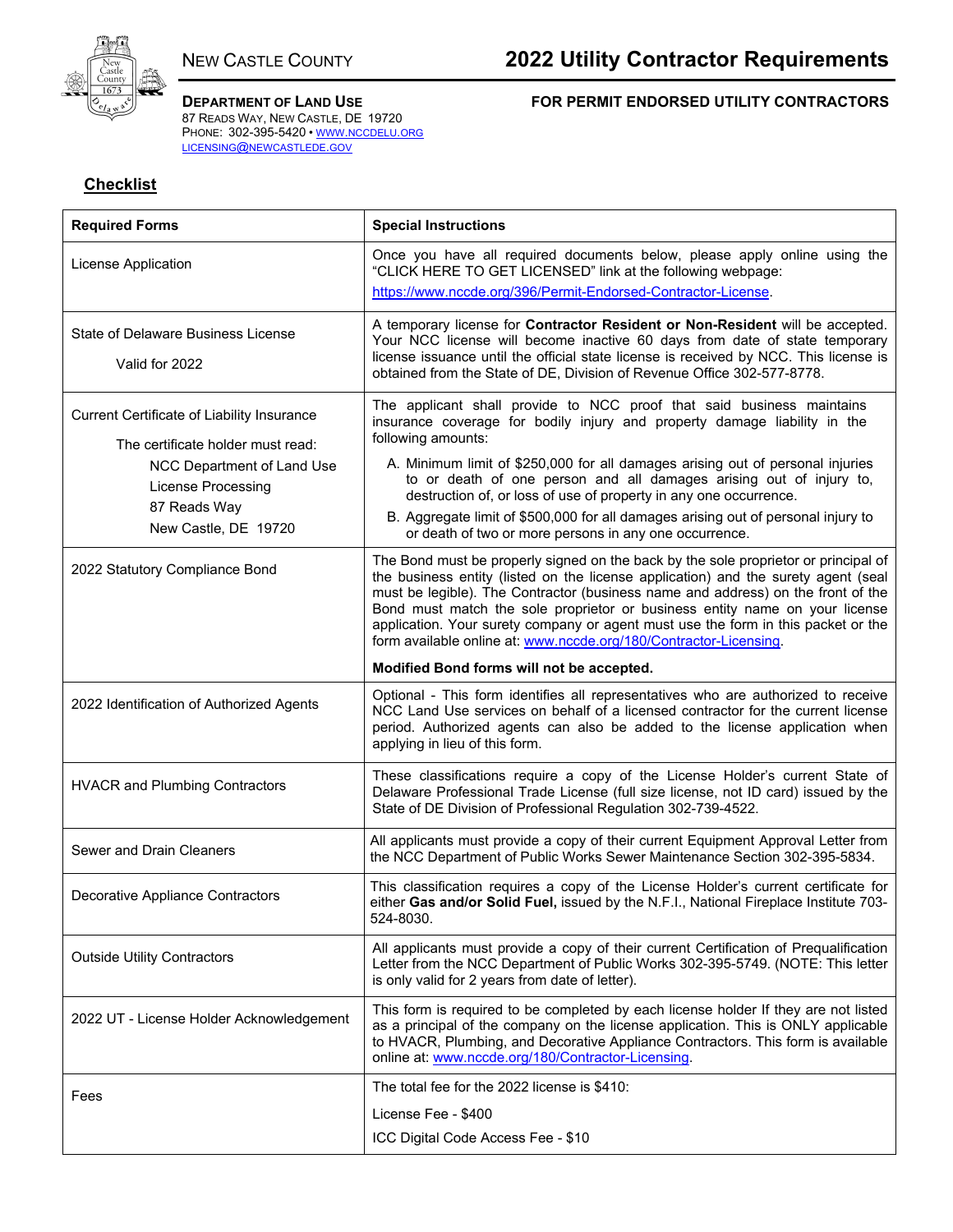NEW CASTLE COUNTY

# 2022 Utility Contractor Requirements

**DEPARTMENT OF LAND USE**
87 READS WAY, NEW CASTLE, DE 19720
PHONE: 302-395-5420 • WWW.NCCDELU.ORG
LICENSING@NEWCASTLEDE.GOV

**FOR PERMIT ENDORSED UTILITY CONTRACTORS**

## Checklist

| Required Forms | Special Instructions |
|---|---|
| License Application | Once you have all required documents below, please apply online using the "CLICK HERE TO GET LICENSED" link at the following webpage: https://www.nccde.org/396/Permit-Endorsed-Contractor-License. |
| State of Delaware Business License<br><br>Valid for 2022 | A temporary license for **Contractor Resident or Non-Resident** will be accepted. Your NCC license will become inactive 60 days from date of state temporary license issuance until the official state license is received by NCC. This license is obtained from the State of DE, Division of Revenue Office 302-577-8778. |
| Current Certificate of Liability Insurance<br><br>The certificate holder must read:<br>NCC Department of Land Use<br>License Processing<br>87 Reads Way<br>New Castle, DE 19720 | The applicant shall provide to NCC proof that said business maintains insurance coverage for bodily injury and property damage liability in the following amounts:<br>A. Minimum limit of $250,000 for all damages arising out of personal injuries to or death of one person and all damages arising out of injury to, destruction of, or loss of use of property in any one occurrence.<br>B. Aggregate limit of $500,000 for all damages arising out of personal injury to or death of two or more persons in any one occurrence. |
| 2022 Statutory Compliance Bond | The Bond must be properly signed on the back by the sole proprietor or principal of the business entity (listed on the license application) and the surety agent (seal must be legible). The Contractor (business name and address) on the front of the Bond must match the sole proprietor or business entity name on your license application. Your surety company or agent must use the form in this packet or the form available online at: www.nccde.org/180/Contractor-Licensing.<br><br>**Modified Bond forms will not be accepted.** |
| 2022 Identification of Authorized Agents | Optional - This form identifies all representatives who are authorized to receive NCC Land Use services on behalf of a licensed contractor for the current license period. Authorized agents can also be added to the license application when applying in lieu of this form. |
| HVACR and Plumbing Contractors | These classifications require a copy of the License Holder's current State of Delaware Professional Trade License (full size license, not ID card) issued by the State of DE Division of Professional Regulation 302-739-4522. |
| Sewer and Drain Cleaners | All applicants must provide a copy of their current Equipment Approval Letter from the NCC Department of Public Works Sewer Maintenance Section 302-395-5834. |
| Decorative Appliance Contractors | This classification requires a copy of the License Holder's current certificate for either **Gas and/or Solid Fuel,** issued by the N.F.I., National Fireplace Institute 703-524-8030. |
| Outside Utility Contractors | All applicants must provide a copy of their current Certification of Prequalification Letter from the NCC Department of Public Works 302-395-5749. (NOTE: This letter is only valid for 2 years from date of letter). |
| 2022 UT - License Holder Acknowledgement | This form is required to be completed by each license holder If they are not listed as a principal of the company on the license application. This is ONLY applicable to HVACR, Plumbing, and Decorative Appliance Contractors. This form is available online at: www.nccde.org/180/Contractor-Licensing. |
| Fees | The total fee for the 2022 license is $410:<br><br>License Fee - $400<br><br>ICC Digital Code Access Fee - $10 |